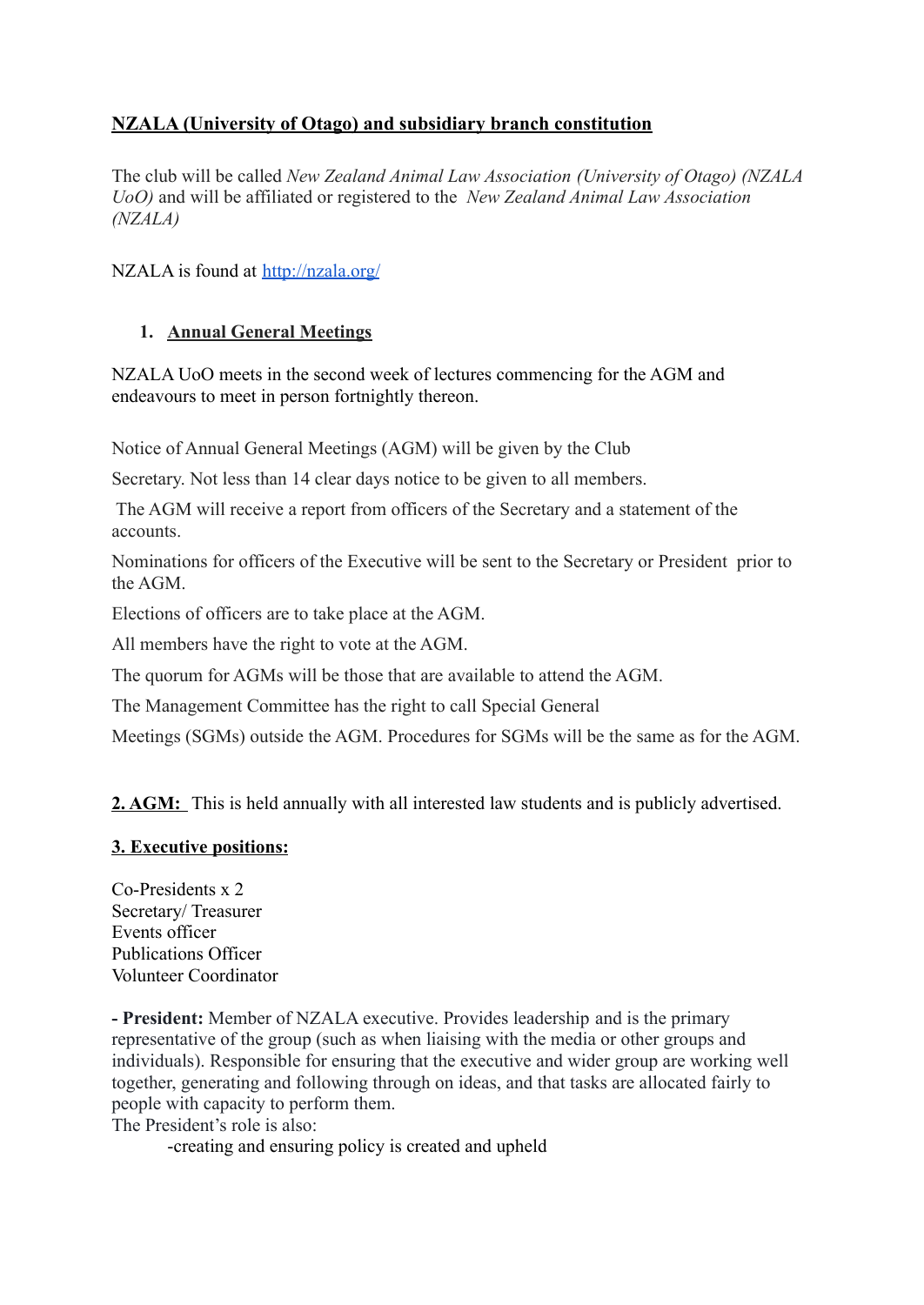# NZALA (University of Otago) and subsidiary branch constitution

The club will be called *New Zealand Animal Law Association (University of Otago) (NZALA UoO)* and will be affiliated or registered to the *New Zealand Animal Law Association (NZALA)*

NZALA is found at [http://nzala.org/](http://nzala.org/)

## 1. Annual General Meetings

NZALA UoO meets in the second week of lectures commencing for the AGM and endeavours to meet in person fortnightly thereon.

Notice of Annual General Meetings (AGM) will be given by the Club

Secretary. Not less than 14 clear days notice to be given to all members.

The AGM will receive a report from officers of the Secretary and a statement of the accounts.

Nominations for officers of the Executive will be sent to the Secretary or President prior to the AGM.

Elections of officers are to take place at the AGM.

All members have the right to vote at the AGM.

The quorum for AGMs will be those that are available to attend the AGM.

The Management Committee has the right to call Special General

Meetings (SGMs) outside the AGM. Procedures for SGMs will be the same as for the AGM.

**2. AGM:** This is held annually with all interested law students and is publicly advertised.

## 3. Executive positions:

Co-Presidents x 2
Secretary/ Treasurer
Events officer
Publications Officer
Volunteer Coordinator

**- President:** Member of NZALA executive. Provides leadership and is the primary representative of the group (such as when liaising with the media or other groups and individuals). Responsible for ensuring that the executive and wider group are working well together, generating and following through on ideas, and that tasks are allocated fairly to people with capacity to perform them.
The President's role is also:

-creating and ensuring policy is created and upheld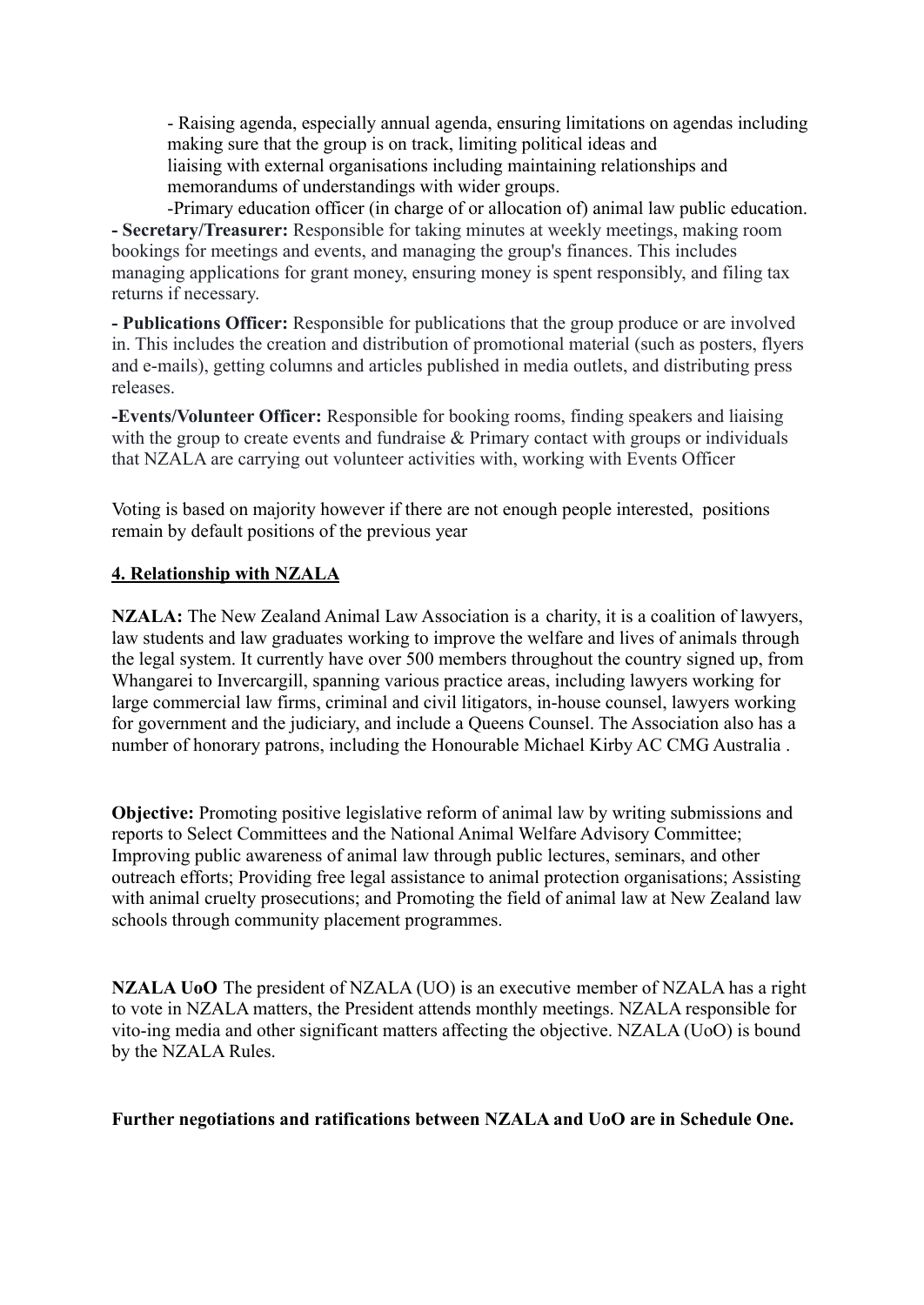- Raising agenda, especially annual agenda, ensuring limitations on agendas including making sure that the group is on track, limiting political ideas and liaising with external organisations including maintaining relationships and memorandums of understandings with wider groups.

-Primary education officer (in charge of or allocation of) animal law public education.

**- Secretary/Treasurer:** Responsible for taking minutes at weekly meetings, making room bookings for meetings and events, and managing the group's finances. This includes managing applications for grant money, ensuring money is spent responsibly, and filing tax returns if necessary.

**- Publications Officer:** Responsible for publications that the group produce or are involved in. This includes the creation and distribution of promotional material (such as posters, flyers and e-mails), getting columns and articles published in media outlets, and distributing press releases.

**-Events/Volunteer Officer:** Responsible for booking rooms, finding speakers and liaising with the group to create events and fundraise & Primary contact with groups or individuals that NZALA are carrying out volunteer activities with, working with Events Officer

Voting is based on majority however if there are not enough people interested, positions remain by default positions of the previous year

**<u>4. Relationship with NZALA</u>**

**NZALA:** The New Zealand Animal Law Association is a charity, it is a coalition of lawyers, law students and law graduates working to improve the welfare and lives of animals through the legal system. It currently have over 500 members throughout the country signed up, from Whangarei to Invercargill, spanning various practice areas, including lawyers working for large commercial law firms, criminal and civil litigators, in-house counsel, lawyers working for government and the judiciary, and include a Queens Counsel. The Association also has a number of honorary patrons, including the Honourable Michael Kirby AC CMG Australia .

**Objective:** Promoting positive legislative reform of animal law by writing submissions and reports to Select Committees and the National Animal Welfare Advisory Committee; Improving public awareness of animal law through public lectures, seminars, and other outreach efforts; Providing free legal assistance to animal protection organisations; Assisting with animal cruelty prosecutions; and Promoting the field of animal law at New Zealand law schools through community placement programmes.

**NZALA UoO** The president of NZALA (UO) is an executive member of NZALA has a right to vote in NZALA matters, the President attends monthly meetings. NZALA responsible for vito-ing media and other significant matters affecting the objective. NZALA (UoO) is bound by the NZALA Rules.

**Further negotiations and ratifications between NZALA and UoO are in Schedule One.**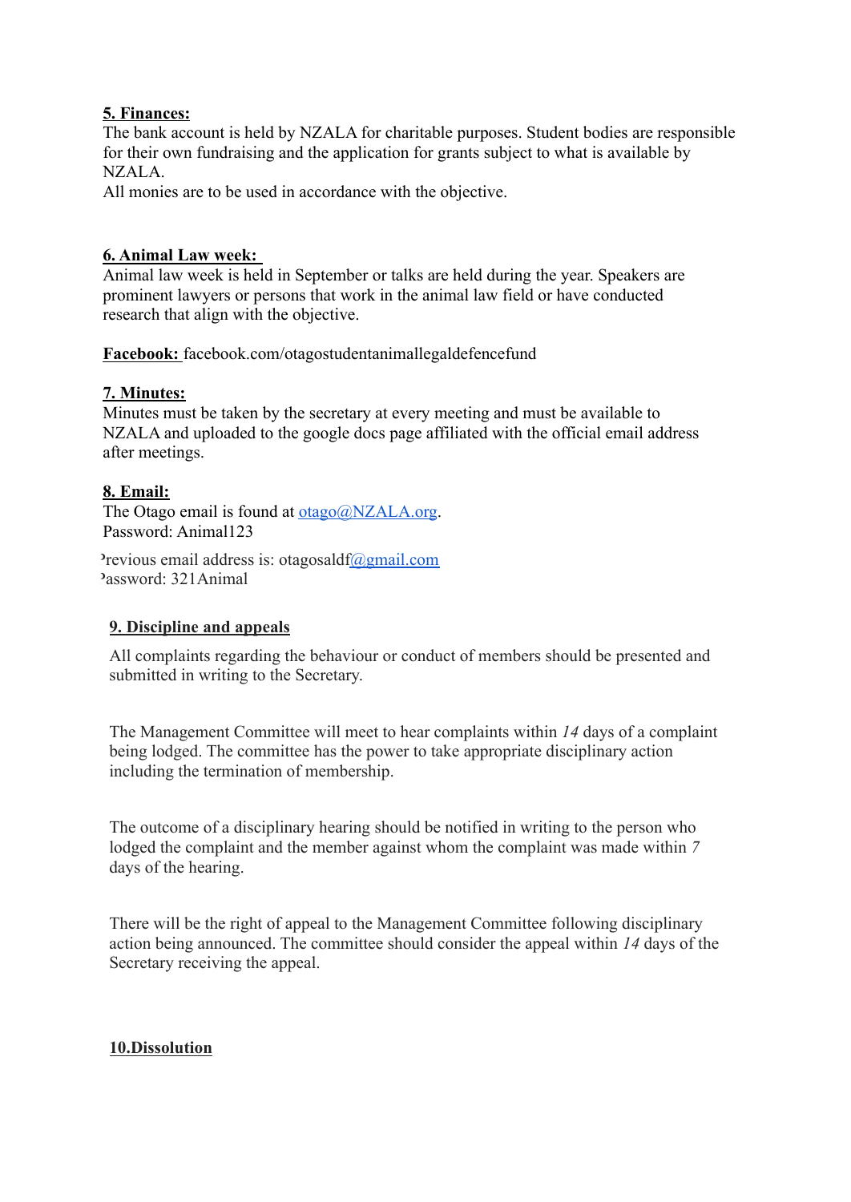**5. Finances:**
The bank account is held by NZALA for charitable purposes. Student bodies are responsible for their own fundraising and the application for grants subject to what is available by NZALA.
All monies are to be used in accordance with the objective.

**6. Animal Law week:**
Animal law week is held in September or talks are held during the year. Speakers are prominent lawyers or persons that work in the animal law field or have conducted research that align with the objective.

**Facebook:** facebook.com/otagostudentanimallegaldefencefund

**7. Minutes:**
Minutes must be taken by the secretary at every meeting and must be available to NZALA and uploaded to the google docs page affiliated with the official email address after meetings.

**8. Email:**
The Otago email is found at otago@NZALA.org.
Password: Animal123

Previous email address is: otagosaldf@gmail.com
Password: 321Animal

**9. Discipline and appeals**

All complaints regarding the behaviour or conduct of members should be presented and submitted in writing to the Secretary.

The Management Committee will meet to hear complaints within *14* days of a complaint being lodged. The committee has the power to take appropriate disciplinary action including the termination of membership.

The outcome of a disciplinary hearing should be notified in writing to the person who lodged the complaint and the member against whom the complaint was made within *7* days of the hearing.

There will be the right of appeal to the Management Committee following disciplinary action being announced. The committee should consider the appeal within *14* days of the Secretary receiving the appeal.

**10.Dissolution**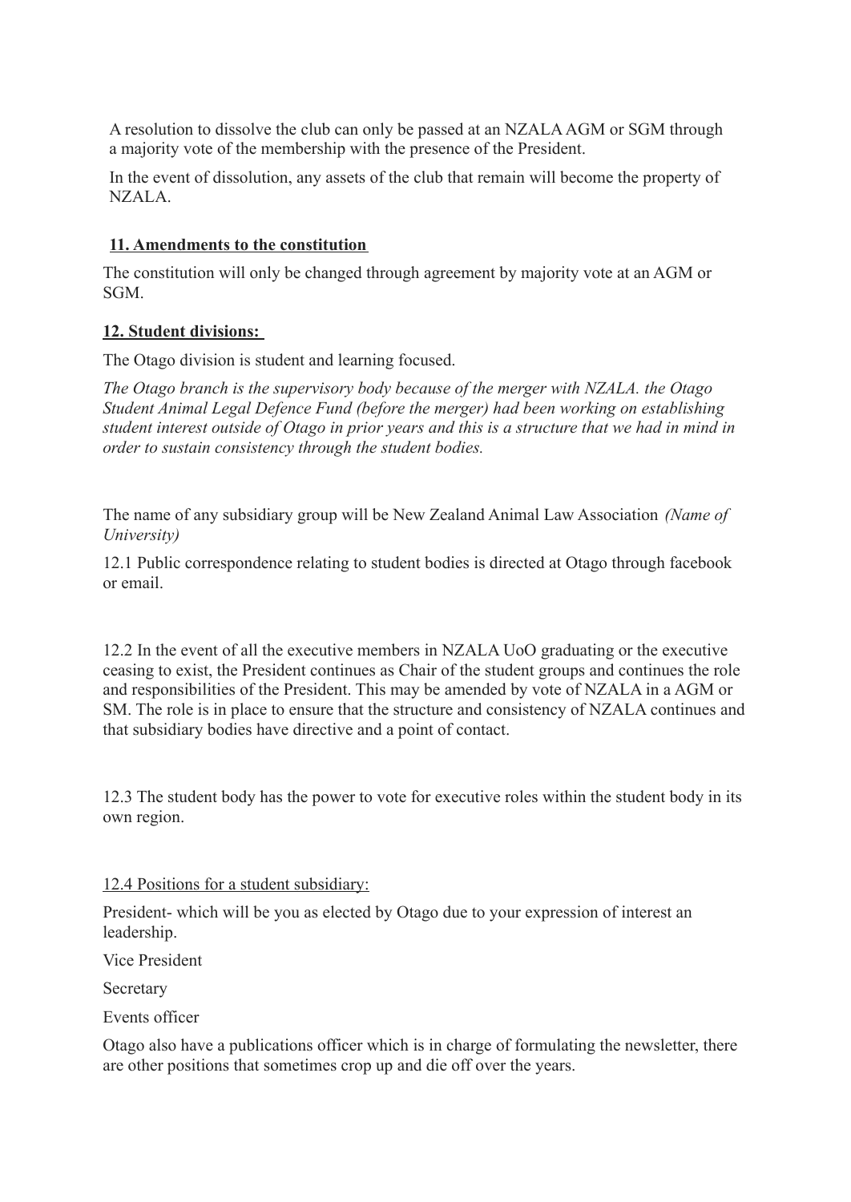A resolution to dissolve the club can only be passed at an NZALA AGM or SGM through a majority vote of the membership with the presence of the President.

In the event of dissolution, any assets of the club that remain will become the property of NZALA.

## 11. Amendments to the constitution

The constitution will only be changed through agreement by majority vote at an AGM or SGM.

## 12. Student divisions:

The Otago division is student and learning focused.

*The Otago branch is the supervisory body because of the merger with NZALA. the Otago Student Animal Legal Defence Fund (before the merger) had been working on establishing student interest outside of Otago in prior years and this is a structure that we had in mind in order to sustain consistency through the student bodies.*

The name of any subsidiary group will be New Zealand Animal Law Association *(Name of University)*

12.1 Public correspondence relating to student bodies is directed at Otago through facebook or email.

12.2 In the event of all the executive members in NZALA UoO graduating or the executive ceasing to exist, the President continues as Chair of the student groups and continues the role and responsibilities of the President. This may be amended by vote of NZALA in a AGM or SM. The role is in place to ensure that the structure and consistency of NZALA continues and that subsidiary bodies have directive and a point of contact.

12.3 The student body has the power to vote for executive roles within the student body in its own region.

12.4 Positions for a student subsidiary:

President- which will be you as elected by Otago due to your expression of interest an leadership.

Vice President

Secretary

Events officer

Otago also have a publications officer which is in charge of formulating the newsletter, there are other positions that sometimes crop up and die off over the years.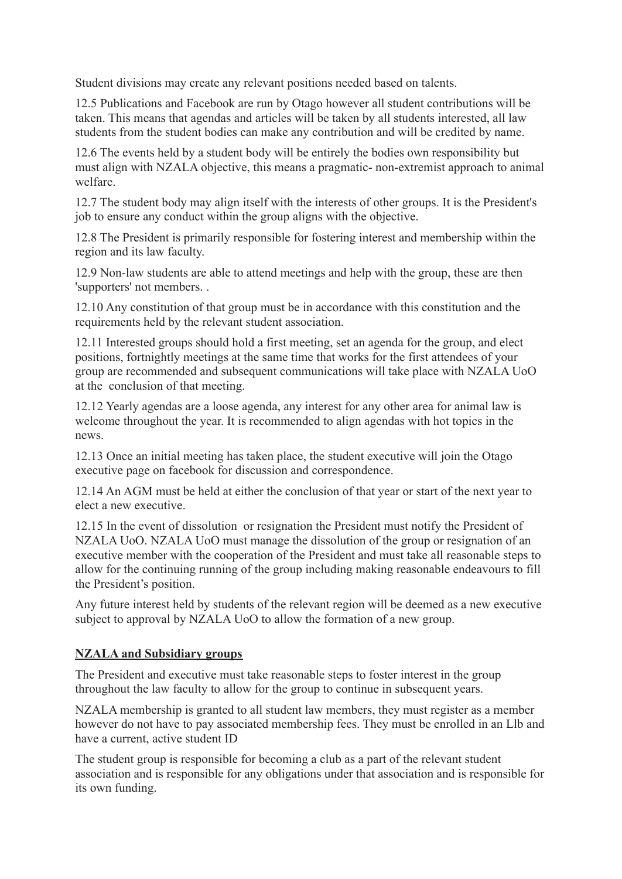Student divisions may create any relevant positions needed based on talents.

12.5 Publications and Facebook are run by Otago however all student contributions will be taken. This means that agendas and articles will be taken by all students interested, all law students from the student bodies can make any contribution and will be credited by name.

12.6 The events held by a student body will be entirely the bodies own responsibility but must align with NZALA objective, this means a pragmatic- non-extremist approach to animal welfare.

12.7 The student body may align itself with the interests of other groups. It is the President's job to ensure any conduct within the group aligns with the objective.

12.8 The President is primarily responsible for fostering interest and membership within the region and its law faculty.

12.9 Non-law students are able to attend meetings and help with the group, these are then 'supporters' not members. .

12.10 Any constitution of that group must be in accordance with this constitution and the requirements held by the relevant student association.

12.11 Interested groups should hold a first meeting, set an agenda for the group, and elect positions, fortnightly meetings at the same time that works for the first attendees of your group are recommended and subsequent communications will take place with NZALA UoO at the conclusion of that meeting.

12.12 Yearly agendas are a loose agenda, any interest for any other area for animal law is welcome throughout the year. It is recommended to align agendas with hot topics in the news.

12.13 Once an initial meeting has taken place, the student executive will join the Otago executive page on facebook for discussion and correspondence.

12.14 An AGM must be held at either the conclusion of that year or start of the next year to elect a new executive.

12.15 In the event of dissolution or resignation the President must notify the President of NZALA UoO. NZALA UoO must manage the dissolution of the group or resignation of an executive member with the cooperation of the President and must take all reasonable steps to allow for the continuing running of the group including making reasonable endeavours to fill the President's position.

Any future interest held by students of the relevant region will be deemed as a new executive subject to approval by NZALA UoO to allow the formation of a new group.

**NZALA and Subsidiary groups**

The President and executive must take reasonable steps to foster interest in the group throughout the law faculty to allow for the group to continue in subsequent years.

NZALA membership is granted to all student law members, they must register as a member however do not have to pay associated membership fees. They must be enrolled in an Llb and have a current, active student ID

The student group is responsible for becoming a club as a part of the relevant student association and is responsible for any obligations under that association and is responsible for its own funding.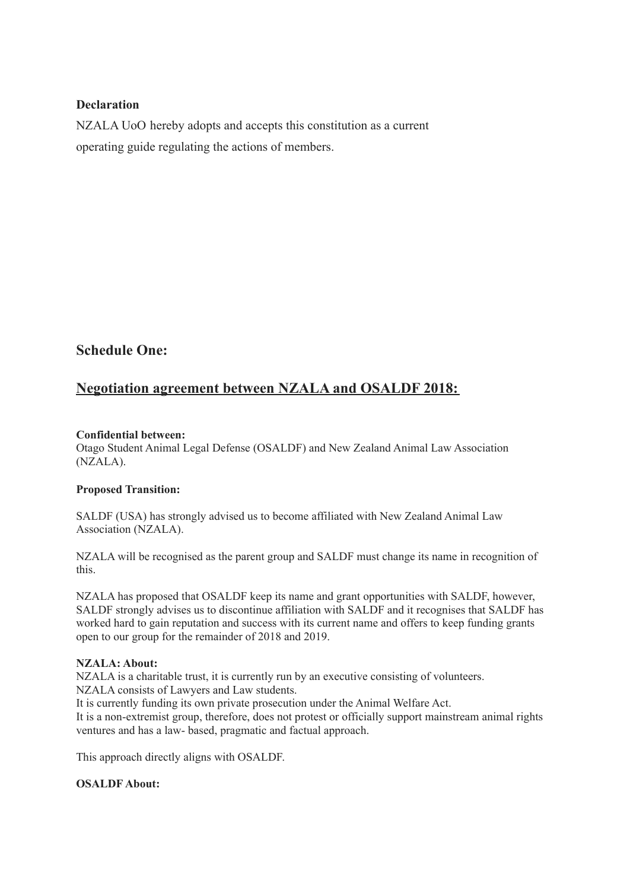**Declaration**

NZALA UoO hereby adopts and accepts this constitution as a current operating guide regulating the actions of members.

## Schedule One:

## <u>Negotiation agreement between NZALA and OSALDF 2018:</u>

**Confidential between:**
Otago Student Animal Legal Defense (OSALDF) and New Zealand Animal Law Association (NZALA).

**Proposed Transition:**

SALDF (USA) has strongly advised us to become affiliated with New Zealand Animal Law Association (NZALA).

NZALA will be recognised as the parent group and SALDF must change its name in recognition of this.

NZALA has proposed that OSALDF keep its name and grant opportunities with SALDF, however, SALDF strongly advises us to discontinue affiliation with SALDF and it recognises that SALDF has worked hard to gain reputation and success with its current name and offers to keep funding grants open to our group for the remainder of 2018 and 2019.

**NZALA: About:**
NZALA is a charitable trust, it is currently run by an executive consisting of volunteers.
NZALA consists of Lawyers and Law students.
It is currently funding its own private prosecution under the Animal Welfare Act.
It is a non-extremist group, therefore, does not protest or officially support mainstream animal rights ventures and has a law- based, pragmatic and factual approach.

This approach directly aligns with OSALDF.

**OSALDF About:**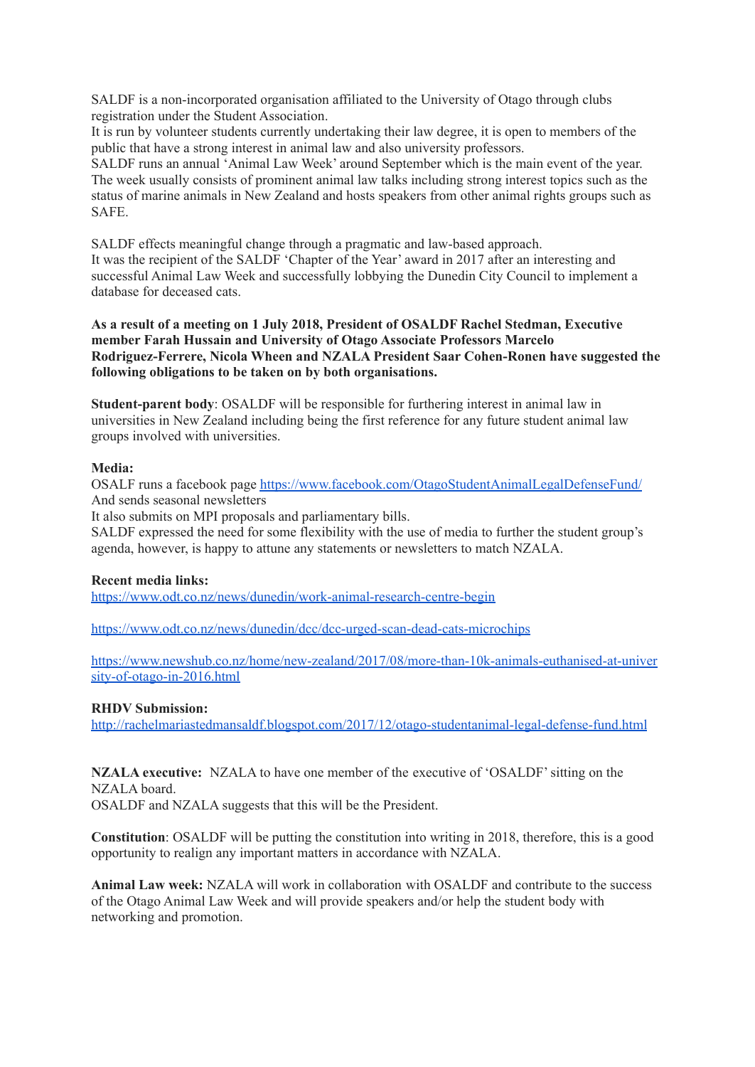SALDF is a non-incorporated organisation affiliated to the University of Otago through clubs registration under the Student Association.
It is run by volunteer students currently undertaking their law degree, it is open to members of the public that have a strong interest in animal law and also university professors.
SALDF runs an annual 'Animal Law Week' around September which is the main event of the year. The week usually consists of prominent animal law talks including strong interest topics such as the status of marine animals in New Zealand and hosts speakers from other animal rights groups such as SAFE.

SALDF effects meaningful change through a pragmatic and law-based approach.
It was the recipient of the SALDF 'Chapter of the Year' award in 2017 after an interesting and successful Animal Law Week and successfully lobbying the Dunedin City Council to implement a database for deceased cats.

**As a result of a meeting on 1 July 2018, President of OSALDF Rachel Stedman, Executive member Farah Hussain and University of Otago Associate Professors Marcelo Rodriguez-Ferrere, Nicola Wheen and NZALA President Saar Cohen-Ronen have suggested the following obligations to be taken on by both organisations.**

**Student-parent body**: OSALDF will be responsible for furthering interest in animal law in universities in New Zealand including being the first reference for any future student animal law groups involved with universities.

**Media:**
OSALF runs a facebook page https://www.facebook.com/OtagoStudentAnimalLegalDefenseFund/
And sends seasonal newsletters
It also submits on MPI proposals and parliamentary bills.
SALDF expressed the need for some flexibility with the use of media to further the student group's agenda, however, is happy to attune any statements or newsletters to match NZALA.

**Recent media links:**
https://www.odt.co.nz/news/dunedin/work-animal-research-centre-begin

https://www.odt.co.nz/news/dunedin/dcc/dcc-urged-scan-dead-cats-microchips

https://www.newshub.co.nz/home/new-zealand/2017/08/more-than-10k-animals-euthanised-at-university-of-otago-in-2016.html

**RHDV Submission:**
http://rachelmariastedmansaldf.blogspot.com/2017/12/otago-studentanimal-legal-defense-fund.html

**NZALA executive:** NZALA to have one member of the executive of 'OSALDF' sitting on the NZALA board.
OSALDF and NZALA suggests that this will be the President.

**Constitution**: OSALDF will be putting the constitution into writing in 2018, therefore, this is a good opportunity to realign any important matters in accordance with NZALA.

**Animal Law week:** NZALA will work in collaboration with OSALDF and contribute to the success of the Otago Animal Law Week and will provide speakers and/or help the student body with networking and promotion.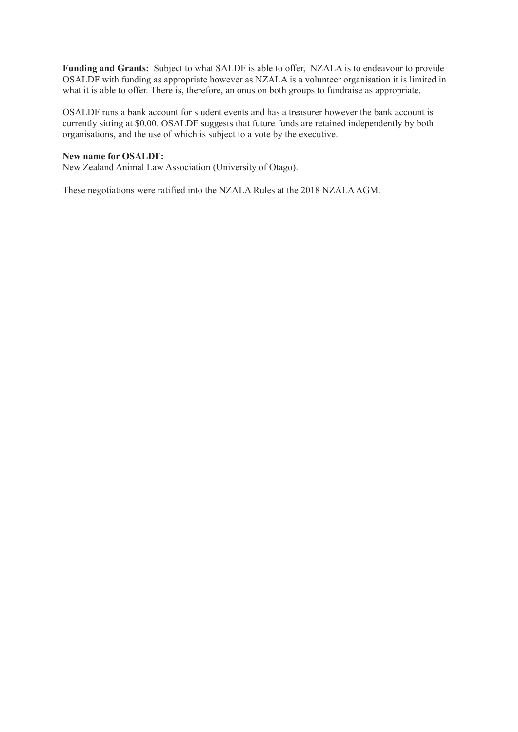**Funding and Grants:** Subject to what SALDF is able to offer, NZALA is to endeavour to provide OSALDF with funding as appropriate however as NZALA is a volunteer organisation it is limited in what it is able to offer. There is, therefore, an onus on both groups to fundraise as appropriate.

OSALDF runs a bank account for student events and has a treasurer however the bank account is currently sitting at $0.00. OSALDF suggests that future funds are retained independently by both organisations, and the use of which is subject to a vote by the executive.

**New name for OSALDF:**
New Zealand Animal Law Association (University of Otago).

These negotiations were ratified into the NZALA Rules at the 2018 NZALA AGM.